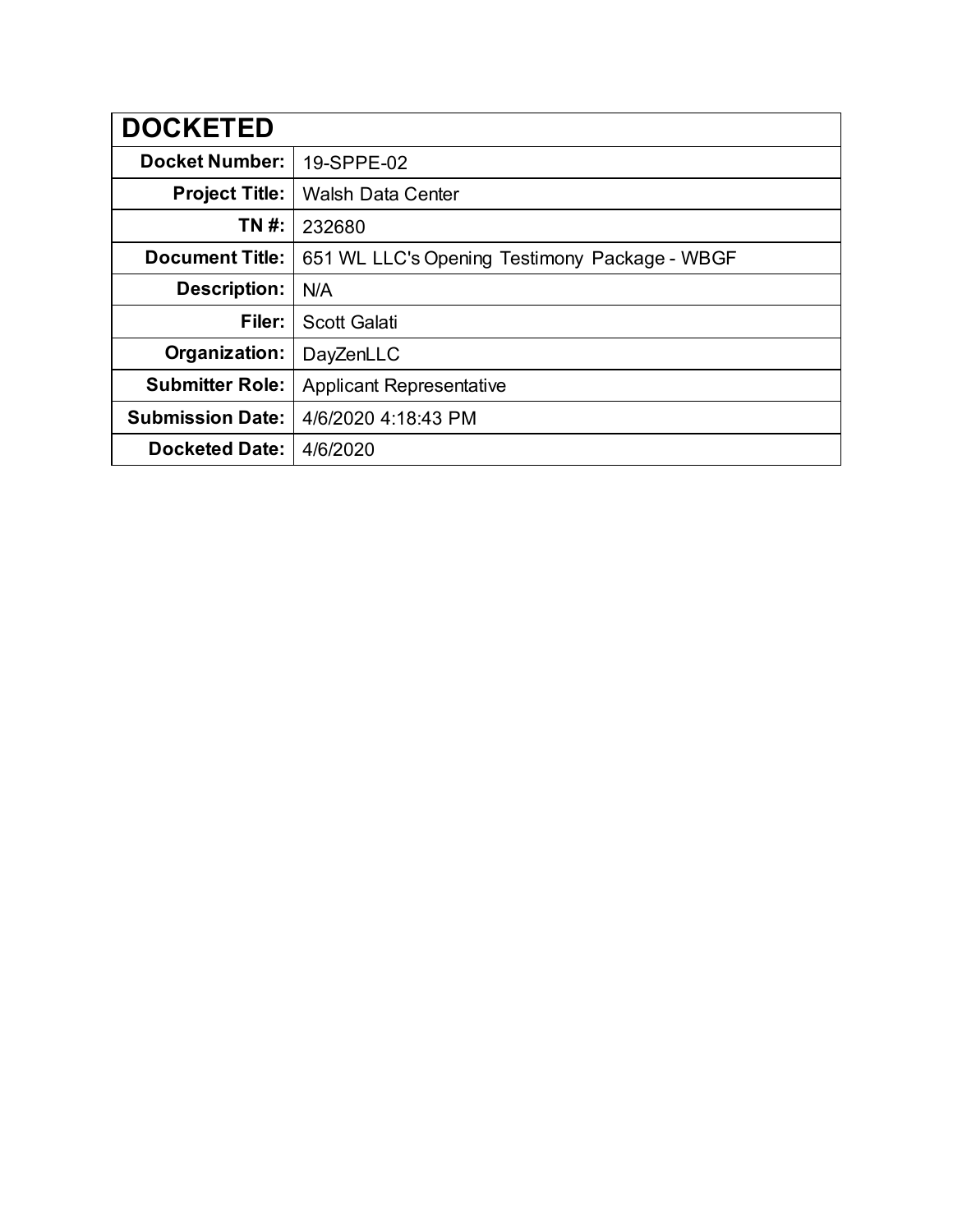| DOCKETED | |
|---|---|
| **Docket Number:** | 19-SPPE-02 |
| **Project Title:** | Walsh Data Center |
| **TN #:** | 232680 |
| **Document Title:** | 651 WL LLC's Opening Testimony Package - WBGF |
| **Description:** | N/A |
| **Filer:** | Scott Galati |
| **Organization:** | DayZenLLC |
| **Submitter Role:** | Applicant Representative |
| **Submission Date:** | 4/6/2020 4:18:43 PM |
| **Docketed Date:** | 4/6/2020 |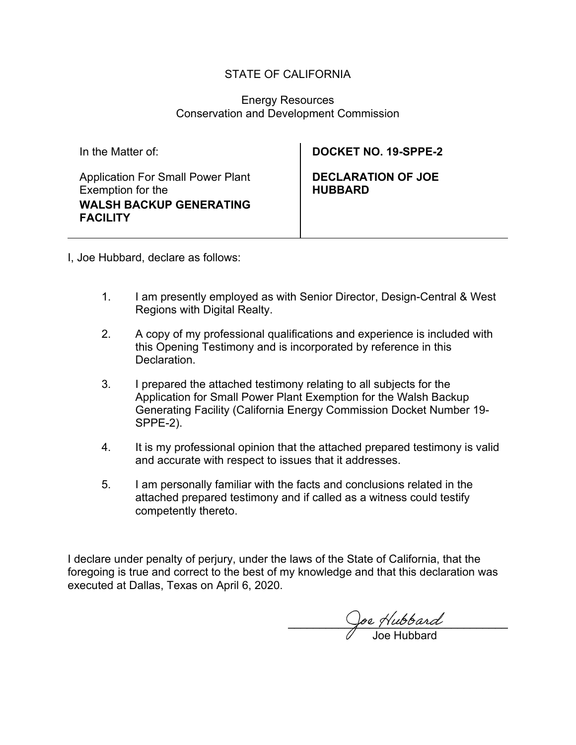STATE OF CALIFORNIA

Energy Resources
Conservation and Development Commission

| In the Matter of:<br><br>Application For Small Power Plant Exemption for the<br>**WALSH BACKUP GENERATING FACILITY** | **DOCKET NO. 19-SPPE-2**<br><br>**DECLARATION OF JOE HUBBARD** |
|---|---|

I, Joe Hubbard, declare as follows:

1. I am presently employed as with Senior Director, Design-Central & West Regions with Digital Realty.

2. A copy of my professional qualifications and experience is included with this Opening Testimony and is incorporated by reference in this Declaration.

3. I prepared the attached testimony relating to all subjects for the Application for Small Power Plant Exemption for the Walsh Backup Generating Facility (California Energy Commission Docket Number 19-SPPE-2).

4. It is my professional opinion that the attached prepared testimony is valid and accurate with respect to issues that it addresses.

5. I am personally familiar with the facts and conclusions related in the attached prepared testimony and if called as a witness could testify competently thereto.

I declare under penalty of perjury, under the laws of the State of California, that the foregoing is true and correct to the best of my knowledge and that this declaration was executed at Dallas, Texas on April 6, 2020.

Joe Hubbard

Joe Hubbard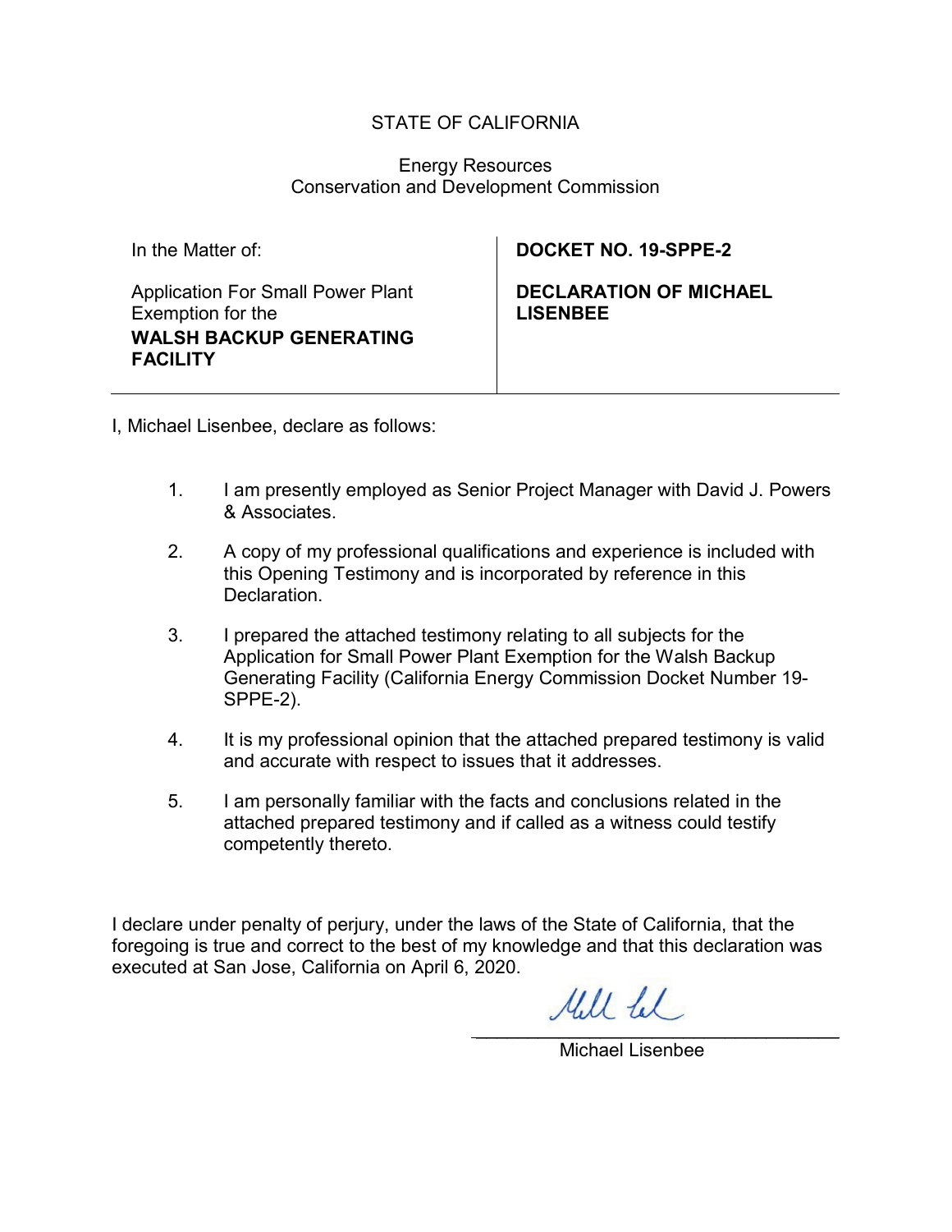STATE OF CALIFORNIA

Energy Resources
Conservation and Development Commission

| In the Matter of: | **DOCKET NO. 19-SPPE-2** |
| --- | --- |
| Application For Small Power Plant Exemption for the **WALSH BACKUP GENERATING FACILITY** | **DECLARATION OF MICHAEL LISENBEE** |

I, Michael Lisenbee, declare as follows:

1. I am presently employed as Senior Project Manager with David J. Powers & Associates.

2. A copy of my professional qualifications and experience is included with this Opening Testimony and is incorporated by reference in this Declaration.

3. I prepared the attached testimony relating to all subjects for the Application for Small Power Plant Exemption for the Walsh Backup Generating Facility (California Energy Commission Docket Number 19-SPPE-2).

4. It is my professional opinion that the attached prepared testimony is valid and accurate with respect to issues that it addresses.

5. I am personally familiar with the facts and conclusions related in the attached prepared testimony and if called as a witness could testify competently thereto.

I declare under penalty of perjury, under the laws of the State of California, that the foregoing is true and correct to the best of my knowledge and that this declaration was executed at San Jose, California on April 6, 2020.

\_\_\_\_\_\_\_\_\_\_\_\_\_\_\_\_\_\_\_\_\_\_\_\_\_\_\_\_\_\_\_\_

Michael Lisenbee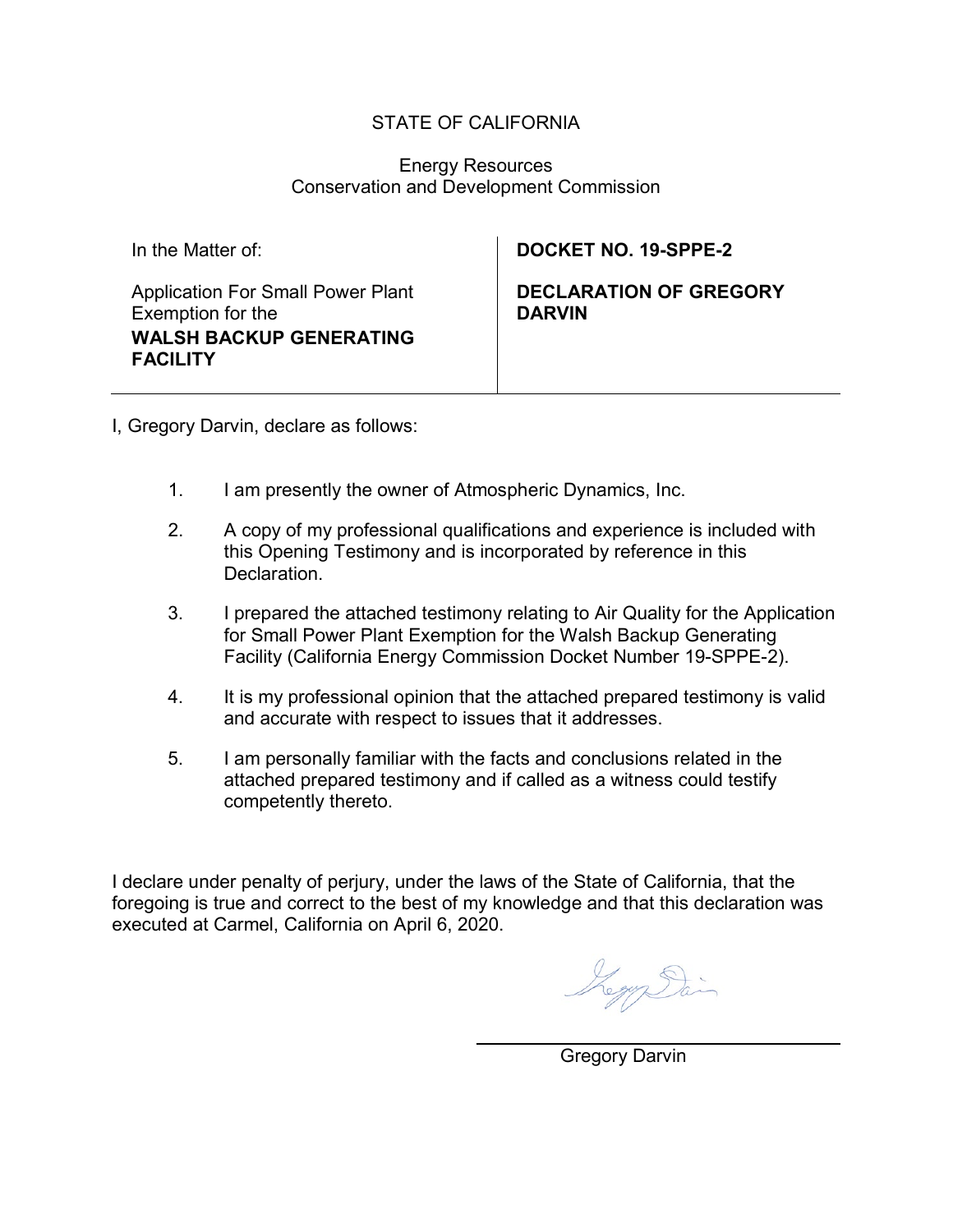STATE OF CALIFORNIA

Energy Resources
Conservation and Development Commission

| In the Matter of: | **DOCKET NO. 19-SPPE-2** |
| --- | --- |
| Application For Small Power Plant Exemption for the **WALSH BACKUP GENERATING FACILITY** | **DECLARATION OF GREGORY DARVIN** |

I, Gregory Darvin, declare as follows:

1. I am presently the owner of Atmospheric Dynamics, Inc.
2. A copy of my professional qualifications and experience is included with this Opening Testimony and is incorporated by reference in this Declaration.
3. I prepared the attached testimony relating to Air Quality for the Application for Small Power Plant Exemption for the Walsh Backup Generating Facility (California Energy Commission Docket Number 19-SPPE-2).
4. It is my professional opinion that the attached prepared testimony is valid and accurate with respect to issues that it addresses.
5. I am personally familiar with the facts and conclusions related in the attached prepared testimony and if called as a witness could testify competently thereto.

I declare under penalty of perjury, under the laws of the State of California, that the foregoing is true and correct to the best of my knowledge and that this declaration was executed at Carmel, California on April 6, 2020.

Gregory Darvin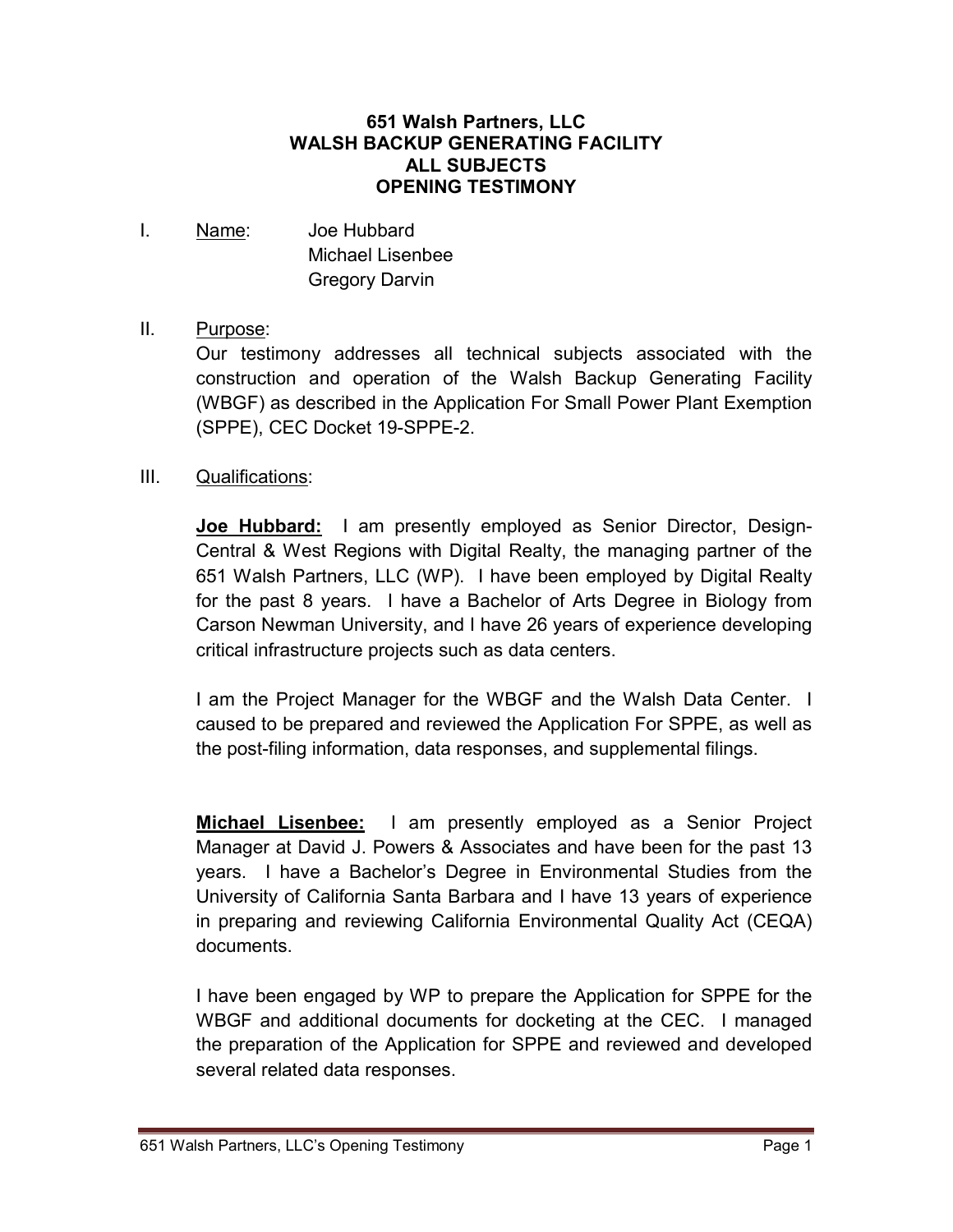**651 Walsh Partners, LLC**
**WALSH BACKUP GENERATING FACILITY**
**ALL SUBJECTS**
**OPENING TESTIMONY**

I. Name: Joe Hubbard
Michael Lisenbee
Gregory Darvin

II. Purpose:

Our testimony addresses all technical subjects associated with the construction and operation of the Walsh Backup Generating Facility (WBGF) as described in the Application For Small Power Plant Exemption (SPPE), CEC Docket 19-SPPE-2.

III. Qualifications:

**Joe Hubbard:** I am presently employed as Senior Director, Design-Central & West Regions with Digital Realty, the managing partner of the 651 Walsh Partners, LLC (WP). I have been employed by Digital Realty for the past 8 years. I have a Bachelor of Arts Degree in Biology from Carson Newman University, and I have 26 years of experience developing critical infrastructure projects such as data centers.

I am the Project Manager for the WBGF and the Walsh Data Center. I caused to be prepared and reviewed the Application For SPPE, as well as the post-filing information, data responses, and supplemental filings.

**Michael Lisenbee:** I am presently employed as a Senior Project Manager at David J. Powers & Associates and have been for the past 13 years. I have a Bachelor's Degree in Environmental Studies from the University of California Santa Barbara and I have 13 years of experience in preparing and reviewing California Environmental Quality Act (CEQA) documents.

I have been engaged by WP to prepare the Application for SPPE for the WBGF and additional documents for docketing at the CEC. I managed the preparation of the Application for SPPE and reviewed and developed several related data responses.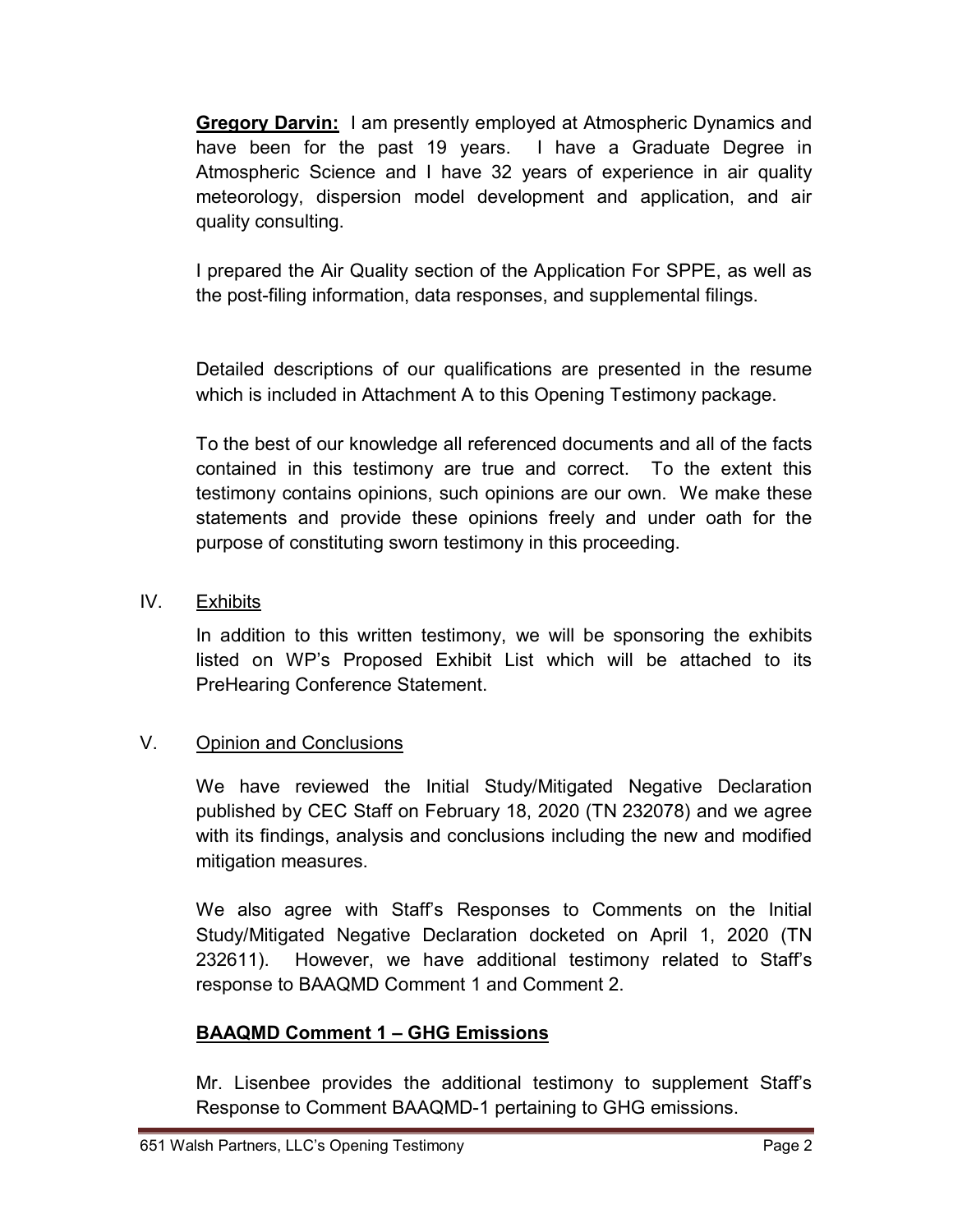**Gregory Darvin:** I am presently employed at Atmospheric Dynamics and have been for the past 19 years. I have a Graduate Degree in Atmospheric Science and I have 32 years of experience in air quality meteorology, dispersion model development and application, and air quality consulting.

I prepared the Air Quality section of the Application For SPPE, as well as the post-filing information, data responses, and supplemental filings.

Detailed descriptions of our qualifications are presented in the resume which is included in Attachment A to this Opening Testimony package.

To the best of our knowledge all referenced documents and all of the facts contained in this testimony are true and correct. To the extent this testimony contains opinions, such opinions are our own. We make these statements and provide these opinions freely and under oath for the purpose of constituting sworn testimony in this proceeding.

## IV. Exhibits

In addition to this written testimony, we will be sponsoring the exhibits listed on WP's Proposed Exhibit List which will be attached to its PreHearing Conference Statement.

## V. Opinion and Conclusions

We have reviewed the Initial Study/Mitigated Negative Declaration published by CEC Staff on February 18, 2020 (TN 232078) and we agree with its findings, analysis and conclusions including the new and modified mitigation measures.

We also agree with Staff's Responses to Comments on the Initial Study/Mitigated Negative Declaration docketed on April 1, 2020 (TN 232611). However, we have additional testimony related to Staff's response to BAAQMD Comment 1 and Comment 2.

### BAAQMD Comment 1 – GHG Emissions

Mr. Lisenbee provides the additional testimony to supplement Staff's Response to Comment BAAQMD-1 pertaining to GHG emissions.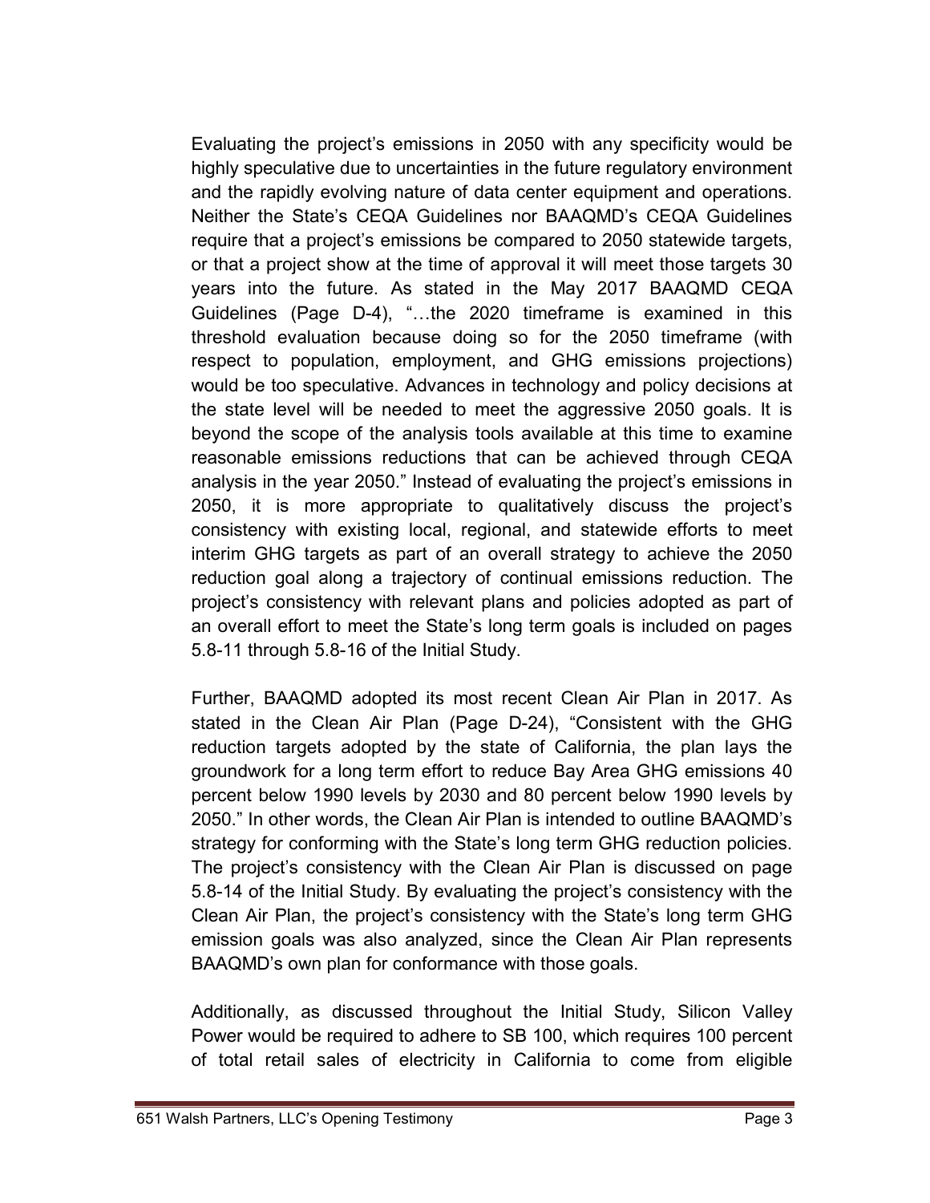Evaluating the project's emissions in 2050 with any specificity would be highly speculative due to uncertainties in the future regulatory environment and the rapidly evolving nature of data center equipment and operations. Neither the State's CEQA Guidelines nor BAAQMD's CEQA Guidelines require that a project's emissions be compared to 2050 statewide targets, or that a project show at the time of approval it will meet those targets 30 years into the future. As stated in the May 2017 BAAQMD CEQA Guidelines (Page D-4), "…the 2020 timeframe is examined in this threshold evaluation because doing so for the 2050 timeframe (with respect to population, employment, and GHG emissions projections) would be too speculative. Advances in technology and policy decisions at the state level will be needed to meet the aggressive 2050 goals. It is beyond the scope of the analysis tools available at this time to examine reasonable emissions reductions that can be achieved through CEQA analysis in the year 2050." Instead of evaluating the project's emissions in 2050, it is more appropriate to qualitatively discuss the project's consistency with existing local, regional, and statewide efforts to meet interim GHG targets as part of an overall strategy to achieve the 2050 reduction goal along a trajectory of continual emissions reduction. The project's consistency with relevant plans and policies adopted as part of an overall effort to meet the State's long term goals is included on pages 5.8-11 through 5.8-16 of the Initial Study.

Further, BAAQMD adopted its most recent Clean Air Plan in 2017. As stated in the Clean Air Plan (Page D-24), "Consistent with the GHG reduction targets adopted by the state of California, the plan lays the groundwork for a long term effort to reduce Bay Area GHG emissions 40 percent below 1990 levels by 2030 and 80 percent below 1990 levels by 2050." In other words, the Clean Air Plan is intended to outline BAAQMD's strategy for conforming with the State's long term GHG reduction policies. The project's consistency with the Clean Air Plan is discussed on page 5.8-14 of the Initial Study. By evaluating the project's consistency with the Clean Air Plan, the project's consistency with the State's long term GHG emission goals was also analyzed, since the Clean Air Plan represents BAAQMD's own plan for conformance with those goals.

Additionally, as discussed throughout the Initial Study, Silicon Valley Power would be required to adhere to SB 100, which requires 100 percent of total retail sales of electricity in California to come from eligible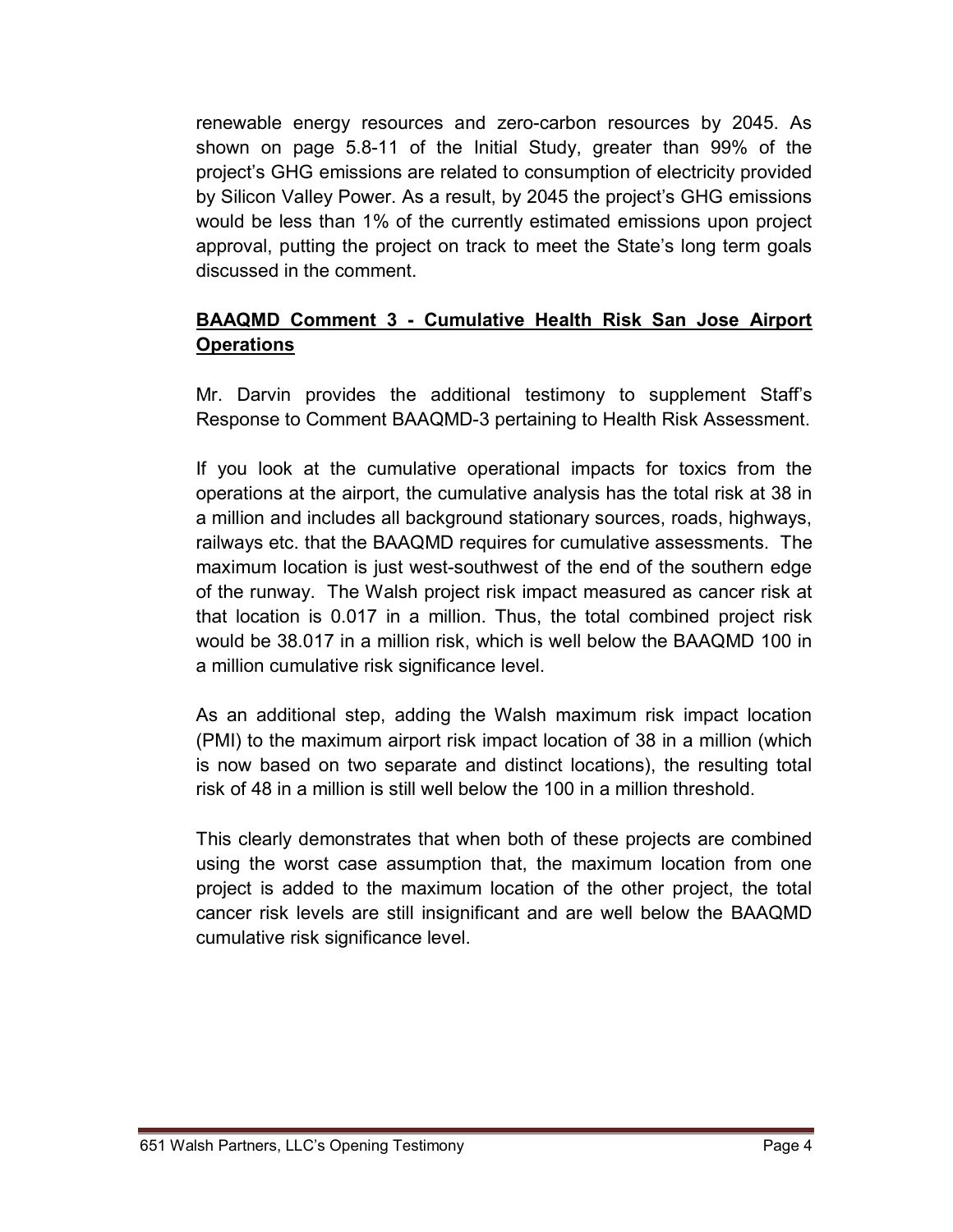renewable energy resources and zero-carbon resources by 2045. As shown on page 5.8-11 of the Initial Study, greater than 99% of the project's GHG emissions are related to consumption of electricity provided by Silicon Valley Power. As a result, by 2045 the project's GHG emissions would be less than 1% of the currently estimated emissions upon project approval, putting the project on track to meet the State's long term goals discussed in the comment.

## **BAAQMD Comment 3 - Cumulative Health Risk San Jose Airport Operations**

Mr. Darvin provides the additional testimony to supplement Staff's Response to Comment BAAQMD-3 pertaining to Health Risk Assessment.

If you look at the cumulative operational impacts for toxics from the operations at the airport, the cumulative analysis has the total risk at 38 in a million and includes all background stationary sources, roads, highways, railways etc. that the BAAQMD requires for cumulative assessments. The maximum location is just west-southwest of the end of the southern edge of the runway. The Walsh project risk impact measured as cancer risk at that location is 0.017 in a million. Thus, the total combined project risk would be 38.017 in a million risk, which is well below the BAAQMD 100 in a million cumulative risk significance level.

As an additional step, adding the Walsh maximum risk impact location (PMI) to the maximum airport risk impact location of 38 in a million (which is now based on two separate and distinct locations), the resulting total risk of 48 in a million is still well below the 100 in a million threshold.

This clearly demonstrates that when both of these projects are combined using the worst case assumption that, the maximum location from one project is added to the maximum location of the other project, the total cancer risk levels are still insignificant and are well below the BAAQMD cumulative risk significance level.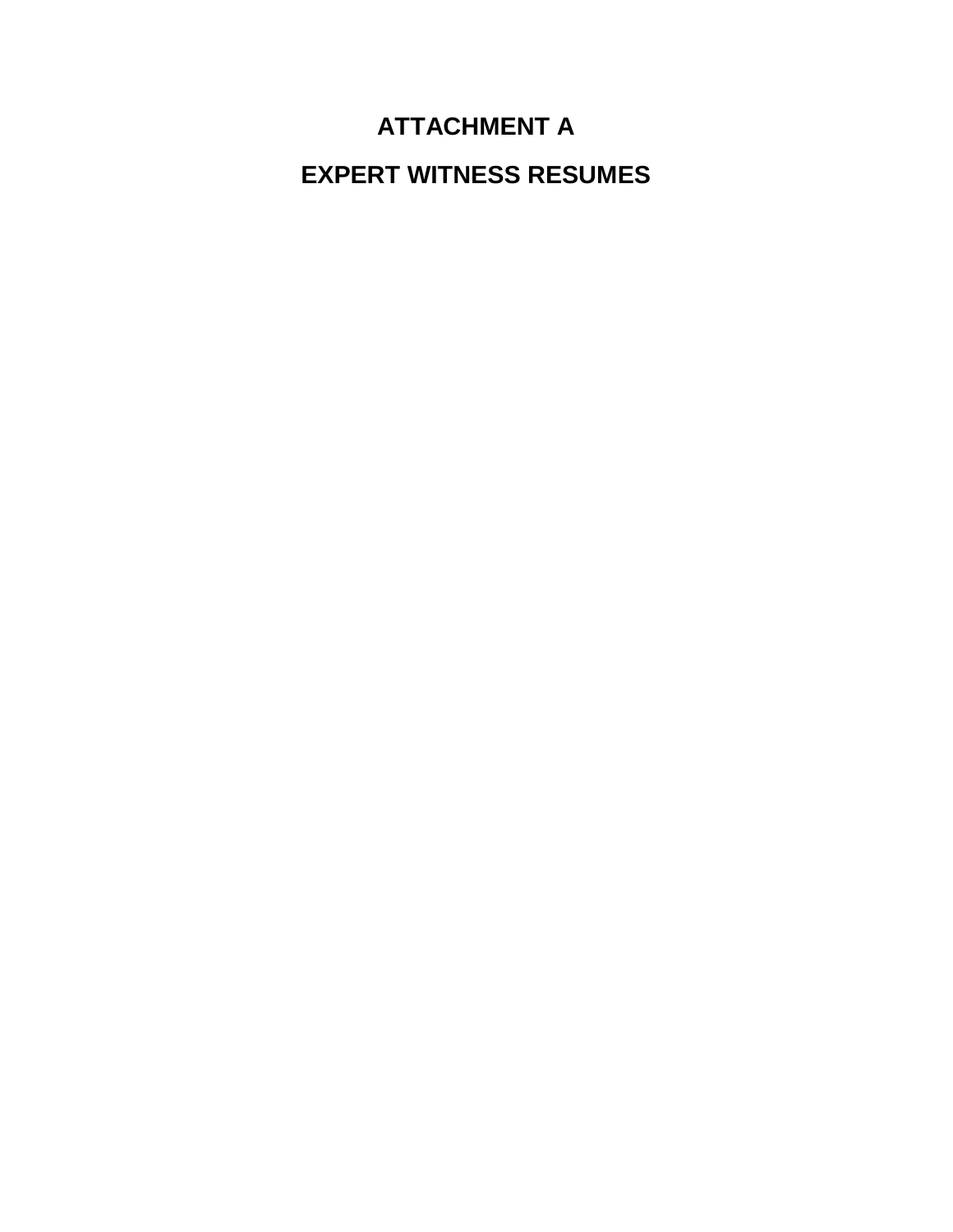# ATTACHMENT A

# EXPERT WITNESS RESUMES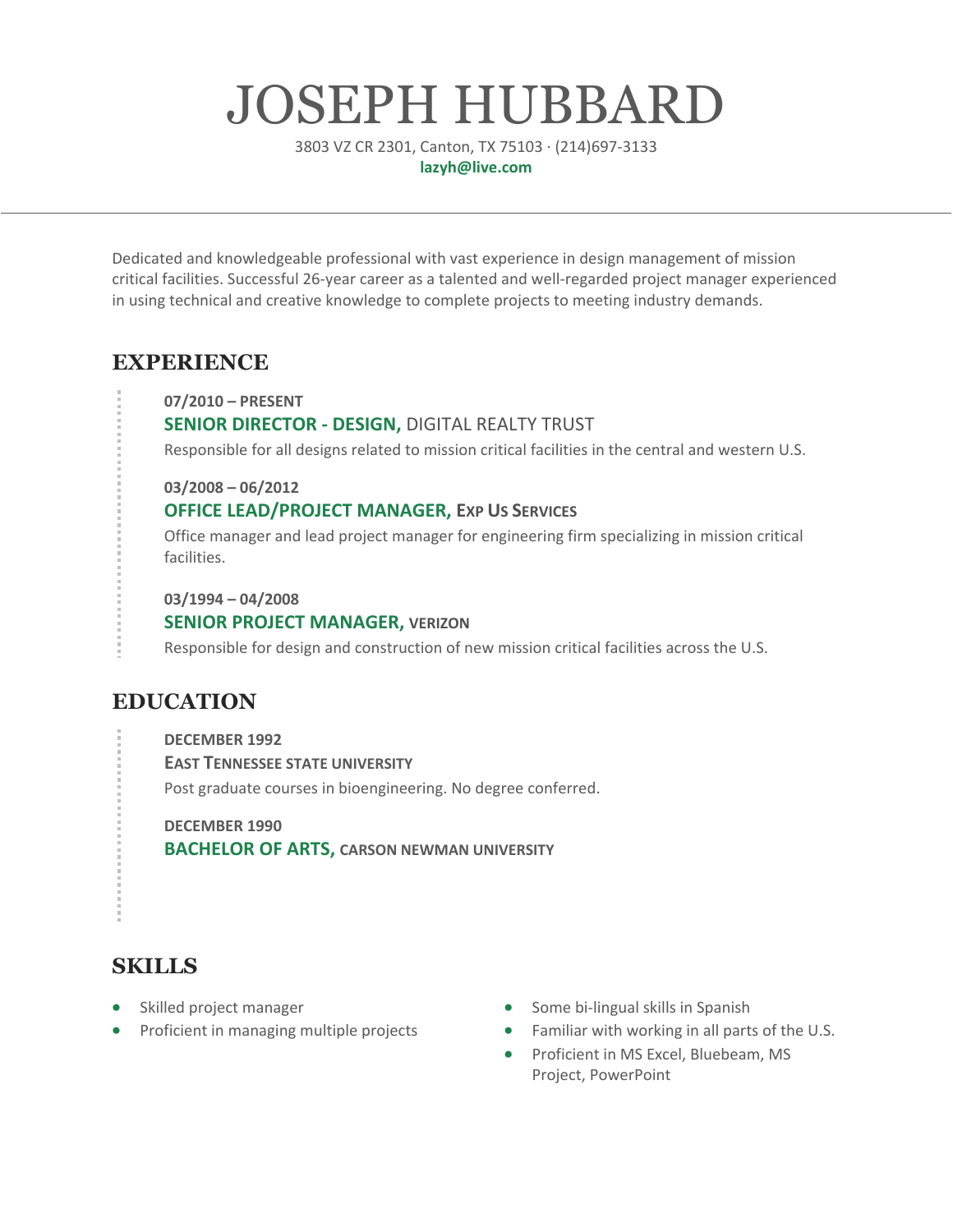# JOSEPH HUBBARD

3803 VZ CR 2301, Canton, TX 75103 · (214)697-3133
**lazyh@live.com**

---

Dedicated and knowledgeable professional with vast experience in design management of mission critical facilities. Successful 26-year career as a talented and well-regarded project manager experienced in using technical and creative knowledge to complete projects to meeting industry demands.

## EXPERIENCE

**07/2010 – PRESENT**

### SENIOR DIRECTOR - DESIGN, DIGITAL REALTY TRUST

Responsible for all designs related to mission critical facilities in the central and western U.S.

**03/2008 – 06/2012**

### OFFICE LEAD/PROJECT MANAGER, Exp Us Services

Office manager and lead project manager for engineering firm specializing in mission critical facilities.

**03/1994 – 04/2008**

### SENIOR PROJECT MANAGER, VERIZON

Responsible for design and construction of new mission critical facilities across the U.S.

## EDUCATION

**DECEMBER 1992**

### East Tennessee STATE UNIVERSITY

Post graduate courses in bioengineering. No degree conferred.

**DECEMBER 1990**

### BACHELOR OF ARTS, CARSON NEWMAN UNIVERSITY

## SKILLS

- Skilled project manager
- Proficient in managing multiple projects
- Some bi-lingual skills in Spanish
- Familiar with working in all parts of the U.S.
- Proficient in MS Excel, Bluebeam, MS Project, PowerPoint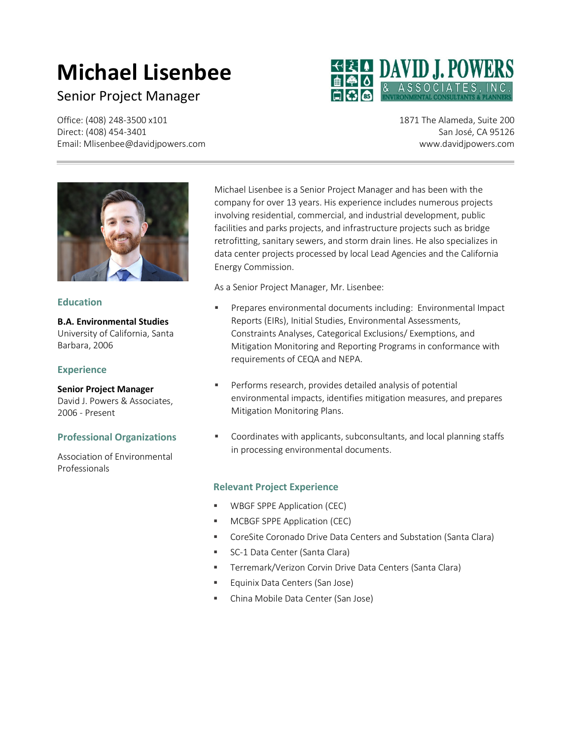# Michael Lisenbee

Senior Project Manager

Office: (408) 248-3500 x101
Direct: (408) 454-3401
Email: Mlisenbee@davidjpowers.com

DAVID J. POWERS & ASSOCIATES, INC.
ENVIRONMENTAL CONSULTANTS & PLANNERS

1871 The Alameda, Suite 200
San José, CA 95126
www.davidjpowers.com

### Education

**B.A. Environmental Studies**
University of California, Santa Barbara, 2006

### Experience

**Senior Project Manager**
David J. Powers & Associates, 2006 - Present

### Professional Organizations

Association of Environmental Professionals

Michael Lisenbee is a Senior Project Manager and has been with the company for over 13 years. His experience includes numerous projects involving residential, commercial, and industrial development, public facilities and parks projects, and infrastructure projects such as bridge retrofitting, sanitary sewers, and storm drain lines. He also specializes in data center projects processed by local Lead Agencies and the California Energy Commission.

As a Senior Project Manager, Mr. Lisenbee:

- Prepares environmental documents including: Environmental Impact Reports (EIRs), Initial Studies, Environmental Assessments, Constraints Analyses, Categorical Exclusions/ Exemptions, and Mitigation Monitoring and Reporting Programs in conformance with requirements of CEQA and NEPA.
- Performs research, provides detailed analysis of potential environmental impacts, identifies mitigation measures, and prepares Mitigation Monitoring Plans.
- Coordinates with applicants, subconsultants, and local planning staffs in processing environmental documents.

### Relevant Project Experience

- WBGF SPPE Application (CEC)
- MCBGF SPPE Application (CEC)
- CoreSite Coronado Drive Data Centers and Substation (Santa Clara)
- SC-1 Data Center (Santa Clara)
- Terremark/Verizon Corvin Drive Data Centers (Santa Clara)
- Equinix Data Centers (San Jose)
- China Mobile Data Center (San Jose)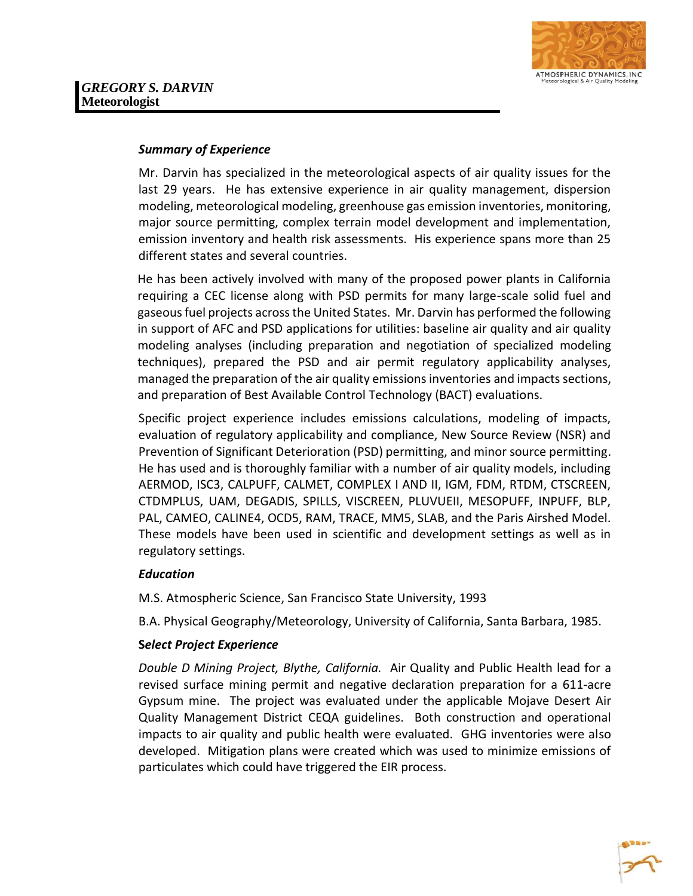***GREGORY S. DARVIN***
**Meteorologist**

***Summary of Experience***

Mr. Darvin has specialized in the meteorological aspects of air quality issues for the last 29 years. He has extensive experience in air quality management, dispersion modeling, meteorological modeling, greenhouse gas emission inventories, monitoring, major source permitting, complex terrain model development and implementation, emission inventory and health risk assessments. His experience spans more than 25 different states and several countries.

He has been actively involved with many of the proposed power plants in California requiring a CEC license along with PSD permits for many large-scale solid fuel and gaseous fuel projects across the United States. Mr. Darvin has performed the following in support of AFC and PSD applications for utilities: baseline air quality and air quality modeling analyses (including preparation and negotiation of specialized modeling techniques), prepared the PSD and air permit regulatory applicability analyses, managed the preparation of the air quality emissions inventories and impacts sections, and preparation of Best Available Control Technology (BACT) evaluations.

Specific project experience includes emissions calculations, modeling of impacts, evaluation of regulatory applicability and compliance, New Source Review (NSR) and Prevention of Significant Deterioration (PSD) permitting, and minor source permitting. He has used and is thoroughly familiar with a number of air quality models, including AERMOD, ISC3, CALPUFF, CALMET, COMPLEX I AND II, IGM, FDM, RTDM, CTSCREEN, CTDMPLUS, UAM, DEGADIS, SPILLS, VISCREEN, PLUVUEII, MESOPUFF, INPUFF, BLP, PAL, CAMEO, CALINE4, OCD5, RAM, TRACE, MM5, SLAB, and the Paris Airshed Model. These models have been used in scientific and development settings as well as in regulatory settings.

***Education***

M.S. Atmospheric Science, San Francisco State University, 1993

B.A. Physical Geography/Meteorology, University of California, Santa Barbara, 1985.

***Select Project Experience***

*Double D Mining Project, Blythe, California.* Air Quality and Public Health lead for a revised surface mining permit and negative declaration preparation for a 611-acre Gypsum mine. The project was evaluated under the applicable Mojave Desert Air Quality Management District CEQA guidelines. Both construction and operational impacts to air quality and public health were evaluated. GHG inventories were also developed. Mitigation plans were created which was used to minimize emissions of particulates which could have triggered the EIR process.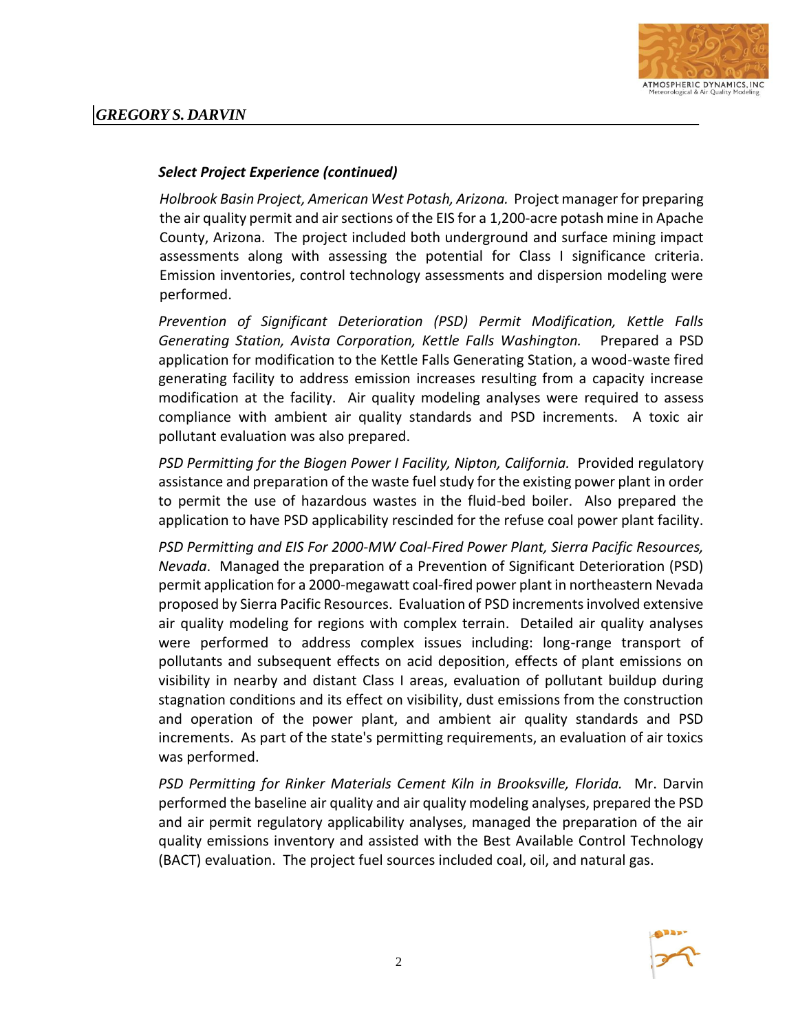### *Select Project Experience (continued)*

*Holbrook Basin Project, American West Potash, Arizona.* Project manager for preparing the air quality permit and air sections of the EIS for a 1,200-acre potash mine in Apache County, Arizona. The project included both underground and surface mining impact assessments along with assessing the potential for Class I significance criteria. Emission inventories, control technology assessments and dispersion modeling were performed.

*Prevention of Significant Deterioration (PSD) Permit Modification, Kettle Falls Generating Station, Avista Corporation, Kettle Falls Washington.* Prepared a PSD application for modification to the Kettle Falls Generating Station, a wood-waste fired generating facility to address emission increases resulting from a capacity increase modification at the facility. Air quality modeling analyses were required to assess compliance with ambient air quality standards and PSD increments. A toxic air pollutant evaluation was also prepared.

*PSD Permitting for the Biogen Power I Facility, Nipton, California.* Provided regulatory assistance and preparation of the waste fuel study for the existing power plant in order to permit the use of hazardous wastes in the fluid-bed boiler. Also prepared the application to have PSD applicability rescinded for the refuse coal power plant facility.

*PSD Permitting and EIS For 2000-MW Coal-Fired Power Plant, Sierra Pacific Resources, Nevada*. Managed the preparation of a Prevention of Significant Deterioration (PSD) permit application for a 2000-megawatt coal-fired power plant in northeastern Nevada proposed by Sierra Pacific Resources. Evaluation of PSD increments involved extensive air quality modeling for regions with complex terrain. Detailed air quality analyses were performed to address complex issues including: long-range transport of pollutants and subsequent effects on acid deposition, effects of plant emissions on visibility in nearby and distant Class I areas, evaluation of pollutant buildup during stagnation conditions and its effect on visibility, dust emissions from the construction and operation of the power plant, and ambient air quality standards and PSD increments. As part of the state's permitting requirements, an evaluation of air toxics was performed.

*PSD Permitting for Rinker Materials Cement Kiln in Brooksville, Florida.* Mr. Darvin performed the baseline air quality and air quality modeling analyses, prepared the PSD and air permit regulatory applicability analyses, managed the preparation of the air quality emissions inventory and assisted with the Best Available Control Technology (BACT) evaluation. The project fuel sources included coal, oil, and natural gas.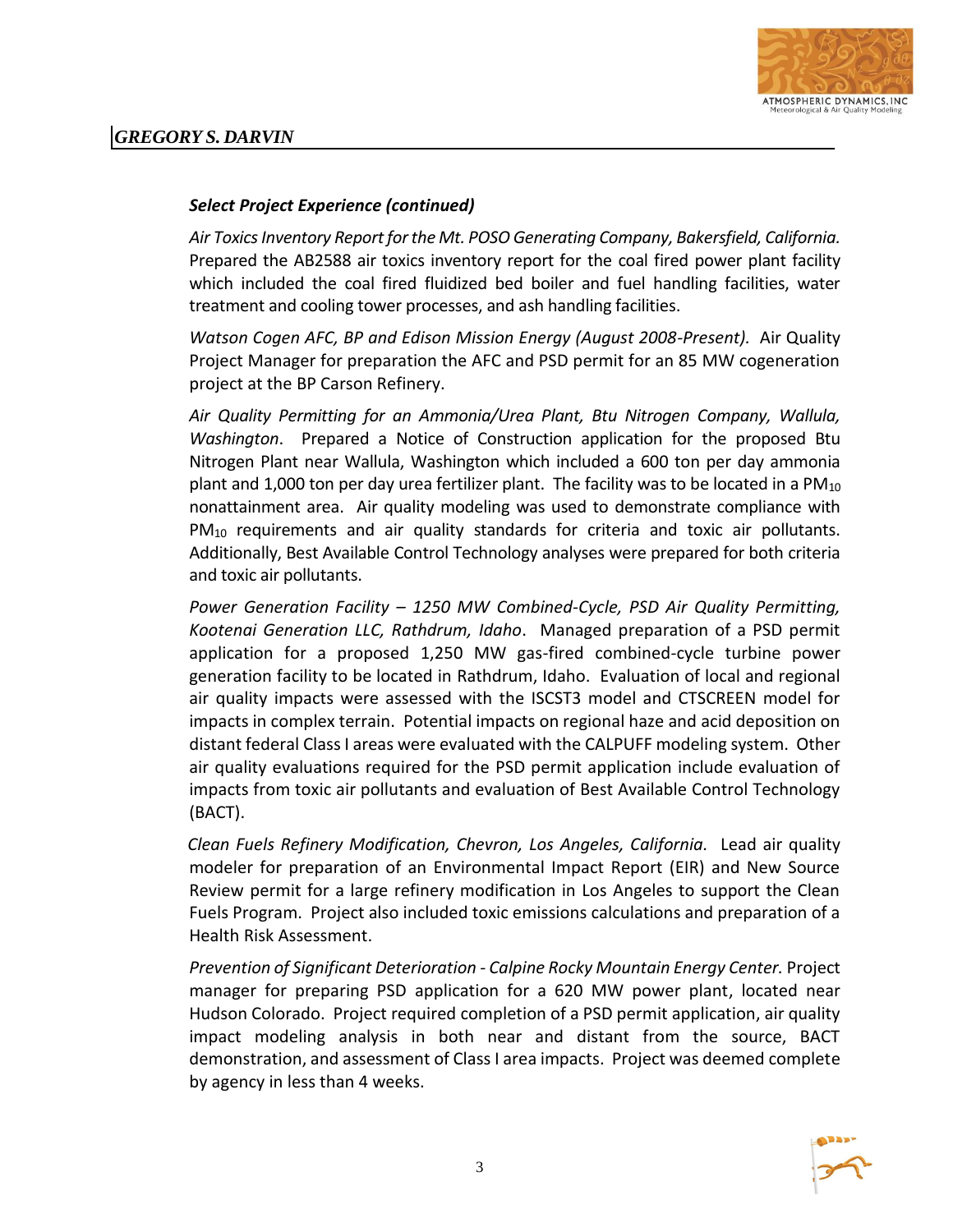### *Select Project Experience (continued)*

*Air Toxics Inventory Report for the Mt. POSO Generating Company, Bakersfield, California.* Prepared the AB2588 air toxics inventory report for the coal fired power plant facility which included the coal fired fluidized bed boiler and fuel handling facilities, water treatment and cooling tower processes, and ash handling facilities.

*Watson Cogen AFC, BP and Edison Mission Energy (August 2008-Present).* Air Quality Project Manager for preparation the AFC and PSD permit for an 85 MW cogeneration project at the BP Carson Refinery.

*Air Quality Permitting for an Ammonia/Urea Plant, Btu Nitrogen Company, Wallula, Washington*. Prepared a Notice of Construction application for the proposed Btu Nitrogen Plant near Wallula, Washington which included a 600 ton per day ammonia plant and 1,000 ton per day urea fertilizer plant. The facility was to be located in a $PM_{10}$ nonattainment area. Air quality modeling was used to demonstrate compliance with $PM_{10}$ requirements and air quality standards for criteria and toxic air pollutants. Additionally, Best Available Control Technology analyses were prepared for both criteria and toxic air pollutants.

*Power Generation Facility – 1250 MW Combined-Cycle, PSD Air Quality Permitting, Kootenai Generation LLC, Rathdrum, Idaho*. Managed preparation of a PSD permit application for a proposed 1,250 MW gas-fired combined-cycle turbine power generation facility to be located in Rathdrum, Idaho. Evaluation of local and regional air quality impacts were assessed with the ISCST3 model and CTSCREEN model for impacts in complex terrain. Potential impacts on regional haze and acid deposition on distant federal Class I areas were evaluated with the CALPUFF modeling system. Other air quality evaluations required for the PSD permit application include evaluation of impacts from toxic air pollutants and evaluation of Best Available Control Technology (BACT).

*Clean Fuels Refinery Modification, Chevron, Los Angeles, California.* Lead air quality modeler for preparation of an Environmental Impact Report (EIR) and New Source Review permit for a large refinery modification in Los Angeles to support the Clean Fuels Program. Project also included toxic emissions calculations and preparation of a Health Risk Assessment.

*Prevention of Significant Deterioration - Calpine Rocky Mountain Energy Center.* Project manager for preparing PSD application for a 620 MW power plant, located near Hudson Colorado. Project required completion of a PSD permit application, air quality impact modeling analysis in both near and distant from the source, BACT demonstration, and assessment of Class I area impacts. Project was deemed complete by agency in less than 4 weeks.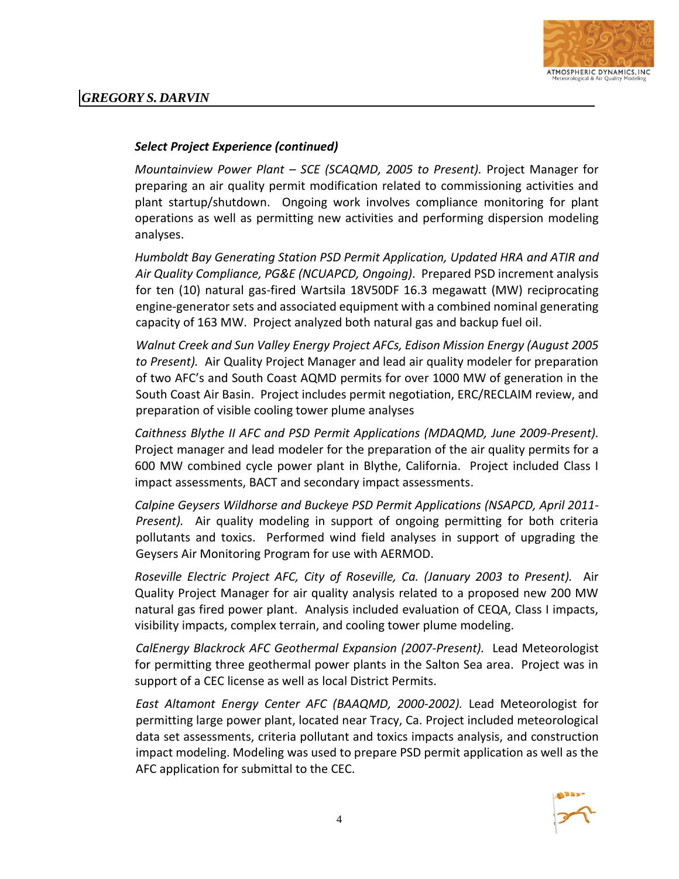### *Select Project Experience (continued)*

*Mountainview Power Plant – SCE (SCAQMD, 2005 to Present).* Project Manager for preparing an air quality permit modification related to commissioning activities and plant startup/shutdown. Ongoing work involves compliance monitoring for plant operations as well as permitting new activities and performing dispersion modeling analyses.

*Humboldt Bay Generating Station PSD Permit Application, Updated HRA and ATIR and Air Quality Compliance, PG&E (NCUAPCD, Ongoing)*. Prepared PSD increment analysis for ten (10) natural gas-fired Wartsila 18V50DF 16.3 megawatt (MW) reciprocating engine-generator sets and associated equipment with a combined nominal generating capacity of 163 MW. Project analyzed both natural gas and backup fuel oil.

*Walnut Creek and Sun Valley Energy Project AFCs, Edison Mission Energy (August 2005 to Present).* Air Quality Project Manager and lead air quality modeler for preparation of two AFC's and South Coast AQMD permits for over 1000 MW of generation in the South Coast Air Basin. Project includes permit negotiation, ERC/RECLAIM review, and preparation of visible cooling tower plume analyses

*Caithness Blythe II AFC and PSD Permit Applications (MDAQMD, June 2009-Present).* Project manager and lead modeler for the preparation of the air quality permits for a 600 MW combined cycle power plant in Blythe, California. Project included Class I impact assessments, BACT and secondary impact assessments.

*Calpine Geysers Wildhorse and Buckeye PSD Permit Applications (NSAPCD, April 2011-Present).* Air quality modeling in support of ongoing permitting for both criteria pollutants and toxics. Performed wind field analyses in support of upgrading the Geysers Air Monitoring Program for use with AERMOD.

*Roseville Electric Project AFC, City of Roseville, Ca. (January 2003 to Present).* Air Quality Project Manager for air quality analysis related to a proposed new 200 MW natural gas fired power plant. Analysis included evaluation of CEQA, Class I impacts, visibility impacts, complex terrain, and cooling tower plume modeling.

*CalEnergy Blackrock AFC Geothermal Expansion (2007-Present).* Lead Meteorologist for permitting three geothermal power plants in the Salton Sea area. Project was in support of a CEC license as well as local District Permits.

*East Altamont Energy Center AFC (BAAQMD, 2000-2002).* Lead Meteorologist for permitting large power plant, located near Tracy, Ca. Project included meteorological data set assessments, criteria pollutant and toxics impacts analysis, and construction impact modeling. Modeling was used to prepare PSD permit application as well as the AFC application for submittal to the CEC.